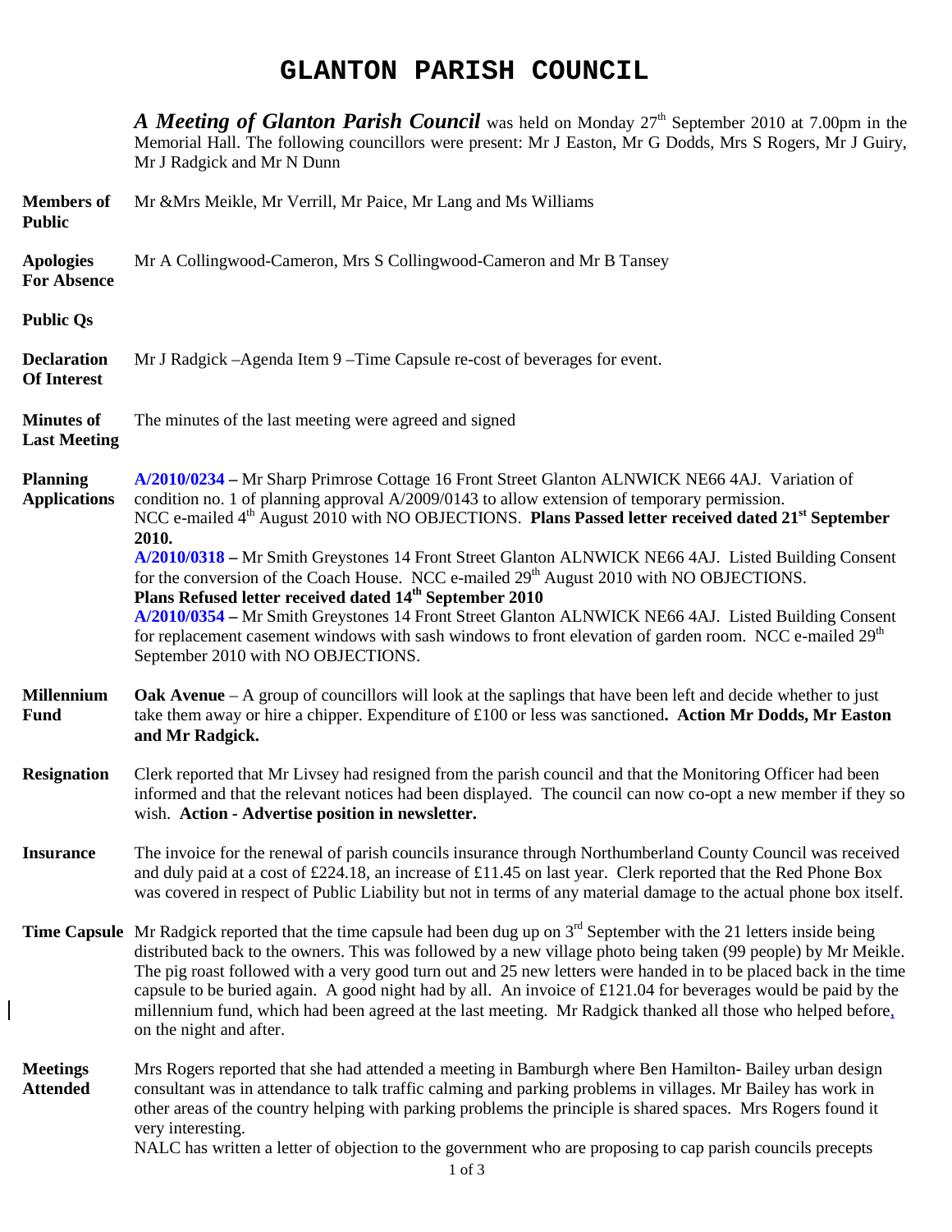# GLANTON PARISH COUNCIL

***A Meeting of Glanton Parish Council*** was held on Monday 27th September 2010 at 7.00pm in the Memorial Hall. The following councillors were present: Mr J Easton, Mr G Dodds, Mrs S Rogers, Mr J Guiry, Mr J Radgick and Mr N Dunn

**Members of Public**
Mr &Mrs Meikle, Mr Verrill, Mr Paice, Mr Lang and Ms Williams

**Apologies For Absence**
Mr A Collingwood-Cameron, Mrs S Collingwood-Cameron and Mr B Tansey

**Public Qs**

**Declaration Of Interest**
Mr J Radgick –Agenda Item 9 –Time Capsule re-cost of beverages for event.

**Minutes of Last Meeting**
The minutes of the last meeting were agreed and signed

**Planning Applications**
**A/2010/0234 –** Mr Sharp Primrose Cottage 16 Front Street Glanton ALNWICK NE66 4AJ. Variation of condition no. 1 of planning approval A/2009/0143 to allow extension of temporary permission. NCC e-mailed 4th August 2010 with NO OBJECTIONS. **Plans Passed letter received dated 21st September 2010.**
**A/2010/0318 –** Mr Smith Greystones 14 Front Street Glanton ALNWICK NE66 4AJ. Listed Building Consent for the conversion of the Coach House. NCC e-mailed 29th August 2010 with NO OBJECTIONS.
**Plans Refused letter received dated 14th September 2010**
**A/2010/0354 –** Mr Smith Greystones 14 Front Street Glanton ALNWICK NE66 4AJ. Listed Building Consent for replacement casement windows with sash windows to front elevation of garden room. NCC e-mailed 29th September 2010 with NO OBJECTIONS.

**Millennium Fund**
**Oak Avenue** – A group of councillors will look at the saplings that have been left and decide whether to just take them away or hire a chipper. Expenditure of £100 or less was sanctioned**. Action Mr Dodds, Mr Easton and Mr Radgick.**

**Resignation**
Clerk reported that Mr Livsey had resigned from the parish council and that the Monitoring Officer had been informed and that the relevant notices had been displayed. The council can now co-opt a new member if they so wish. **Action - Advertise position in newsletter.**

**Insurance**
The invoice for the renewal of parish councils insurance through Northumberland County Council was received and duly paid at a cost of £224.18, an increase of £11.45 on last year. Clerk reported that the Red Phone Box was covered in respect of Public Liability but not in terms of any material damage to the actual phone box itself.

**Time Capsule**
Mr Radgick reported that the time capsule had been dug up on 3rd September with the 21 letters inside being distributed back to the owners. This was followed by a new village photo being taken (99 people) by Mr Meikle. The pig roast followed with a very good turn out and 25 new letters were handed in to be placed back in the time capsule to be buried again. A good night had by all. An invoice of £121.04 for beverages would be paid by the millennium fund, which had been agreed at the last meeting. Mr Radgick thanked all those who helped before, on the night and after.

**Meetings Attended**
Mrs Rogers reported that she had attended a meeting in Bamburgh where Ben Hamilton- Bailey urban design consultant was in attendance to talk traffic calming and parking problems in villages. Mr Bailey has work in other areas of the country helping with parking problems the principle is shared spaces. Mrs Rogers found it very interesting.
NALC has written a letter of objection to the government who are proposing to cap parish councils precepts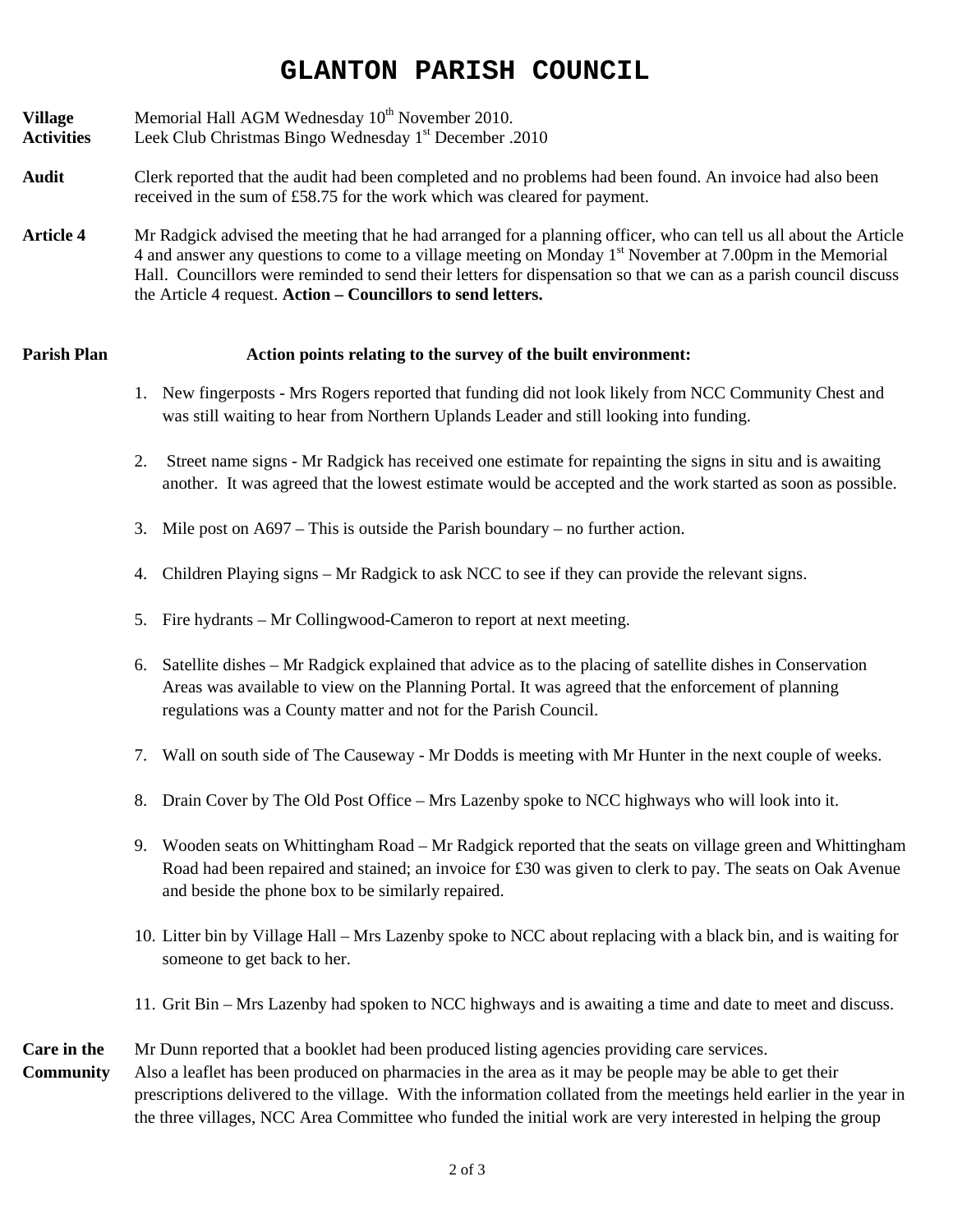# GLANTON PARISH COUNCIL

**Village Activities** Memorial Hall AGM Wednesday 10th November 2010.
Leek Club Christmas Bingo Wednesday 1st December .2010

**Audit** Clerk reported that the audit had been completed and no problems had been found. An invoice had also been received in the sum of £58.75 for the work which was cleared for payment.

**Article 4** Mr Radgick advised the meeting that he had arranged for a planning officer, who can tell us all about the Article 4 and answer any questions to come to a village meeting on Monday 1st November at 7.00pm in the Memorial Hall. Councillors were reminded to send their letters for dispensation so that we can as a parish council discuss the Article 4 request. **Action – Councillors to send letters.**

**Parish Plan** **Action points relating to the survey of the built environment:**

1. New fingerposts - Mrs Rogers reported that funding did not look likely from NCC Community Chest and was still waiting to hear from Northern Uplands Leader and still looking into funding.
2. Street name signs - Mr Radgick has received one estimate for repainting the signs in situ and is awaiting another. It was agreed that the lowest estimate would be accepted and the work started as soon as possible.
3. Mile post on A697 – This is outside the Parish boundary – no further action.
4. Children Playing signs – Mr Radgick to ask NCC to see if they can provide the relevant signs.
5. Fire hydrants – Mr Collingwood-Cameron to report at next meeting.
6. Satellite dishes – Mr Radgick explained that advice as to the placing of satellite dishes in Conservation Areas was available to view on the Planning Portal. It was agreed that the enforcement of planning regulations was a County matter and not for the Parish Council.
7. Wall on south side of The Causeway - Mr Dodds is meeting with Mr Hunter in the next couple of weeks.
8. Drain Cover by The Old Post Office – Mrs Lazenby spoke to NCC highways who will look into it.
9. Wooden seats on Whittingham Road – Mr Radgick reported that the seats on village green and Whittingham Road had been repaired and stained; an invoice for £30 was given to clerk to pay. The seats on Oak Avenue and beside the phone box to be similarly repaired.
10. Litter bin by Village Hall – Mrs Lazenby spoke to NCC about replacing with a black bin, and is waiting for someone to get back to her.
11. Grit Bin – Mrs Lazenby had spoken to NCC highways and is awaiting a time and date to meet and discuss.

**Care in the Community** Mr Dunn reported that a booklet had been produced listing agencies providing care services.
Also a leaflet has been produced on pharmacies in the area as it may be people may be able to get their prescriptions delivered to the village. With the information collated from the meetings held earlier in the year in the three villages, NCC Area Committee who funded the initial work are very interested in helping the group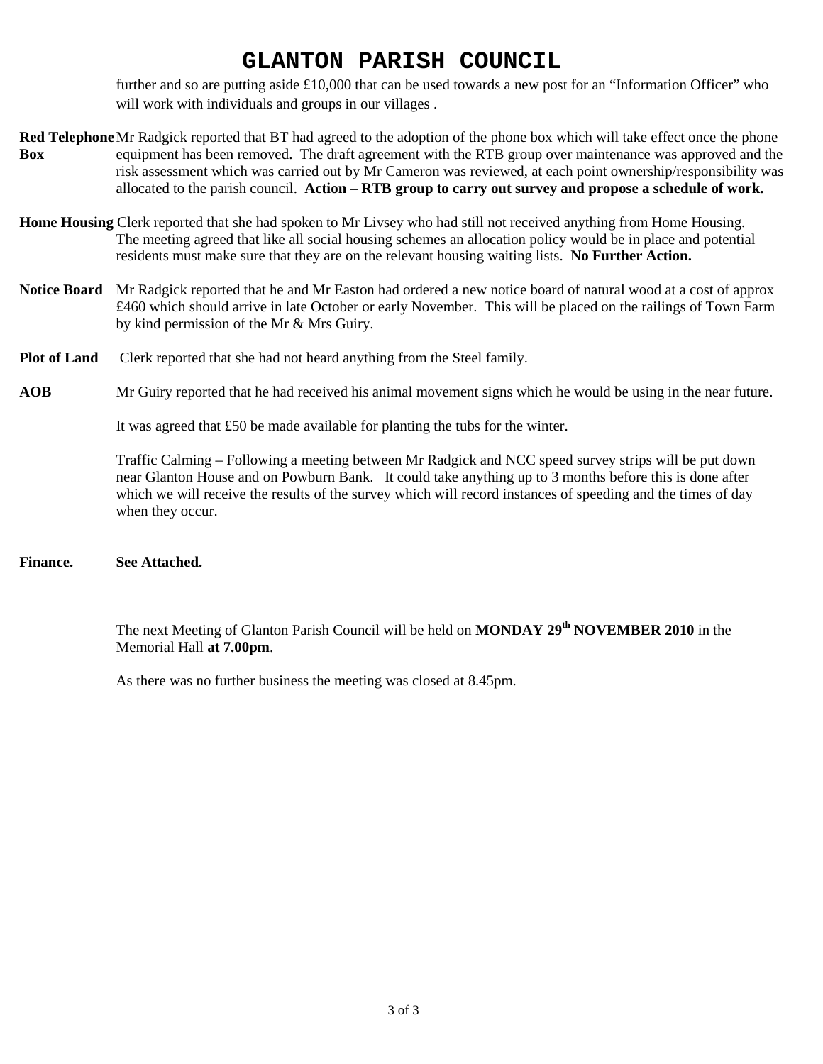# GLANTON PARISH COUNCIL

further and so are putting aside £10,000 that can be used towards a new post for an "Information Officer" who will work with individuals and groups in our villages .

**Red Telephone Box** Mr Radgick reported that BT had agreed to the adoption of the phone box which will take effect once the phone equipment has been removed. The draft agreement with the RTB group over maintenance was approved and the risk assessment which was carried out by Mr Cameron was reviewed, at each point ownership/responsibility was allocated to the parish council. **Action – RTB group to carry out survey and propose a schedule of work.**

**Home Housing** Clerk reported that she had spoken to Mr Livsey who had still not received anything from Home Housing. The meeting agreed that like all social housing schemes an allocation policy would be in place and potential residents must make sure that they are on the relevant housing waiting lists. **No Further Action.**

**Notice Board** Mr Radgick reported that he and Mr Easton had ordered a new notice board of natural wood at a cost of approx £460 which should arrive in late October or early November. This will be placed on the railings of Town Farm by kind permission of the Mr & Mrs Guiry.

**Plot of Land** Clerk reported that she had not heard anything from the Steel family.

**AOB** Mr Guiry reported that he had received his animal movement signs which he would be using in the near future.

It was agreed that £50 be made available for planting the tubs for the winter.

Traffic Calming – Following a meeting between Mr Radgick and NCC speed survey strips will be put down near Glanton House and on Powburn Bank. It could take anything up to 3 months before this is done after which we will receive the results of the survey which will record instances of speeding and the times of day when they occur.

**Finance. See Attached.**

The next Meeting of Glanton Parish Council will be held on **MONDAY 29th NOVEMBER 2010** in the Memorial Hall **at 7.00pm**.

As there was no further business the meeting was closed at 8.45pm.